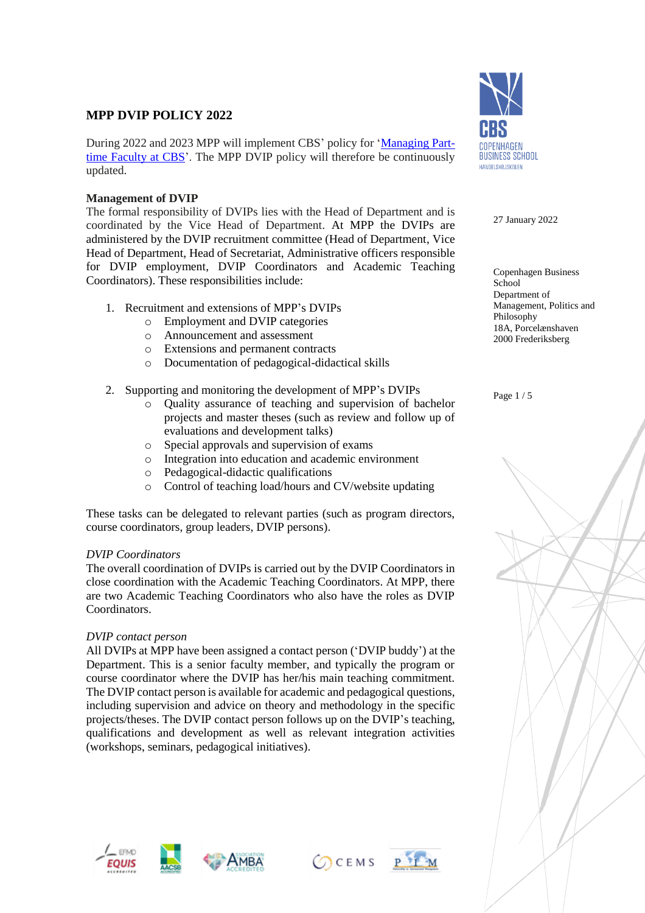# MPP DVIP POLICY 2022

During 2022 and 2023 MPP will implement CBS' policy for '[Managing Part-time Faculty at CBS]'. The MPP DVIP policy will therefore be continuously updated.

27 January 2022

Copenhagen Business School
Department of Management, Politics and Philosophy
18A, Porcelænshaven
2000 Frederiksberg

## Management of DVIP

The formal responsibility of DVIPs lies with the Head of Department and is coordinated by the Vice Head of Department. At MPP the DVIPs are administered by the DVIP recruitment committee (Head of Department, Vice Head of Department, Head of Secretariat, Administrative officers responsible for DVIP employment, DVIP Coordinators and Academic Teaching Coordinators). These responsibilities include:

1. Recruitment and extensions of MPP's DVIPs
    - Employment and DVIP categories
    - Announcement and assessment
    - Extensions and permanent contracts
    - Documentation of pedagogical-didactical skills
2. Supporting and monitoring the development of MPP's DVIPs
    - Quality assurance of teaching and supervision of bachelor projects and master theses (such as review and follow up of evaluations and development talks)
    - Special approvals and supervision of exams
    - Integration into education and academic environment
    - Pedagogical-didactic qualifications
    - Control of teaching load/hours and CV/website updating

These tasks can be delegated to relevant parties (such as program directors, course coordinators, group leaders, DVIP persons).

*DVIP Coordinators*

The overall coordination of DVIPs is carried out by the DVIP Coordinators in close coordination with the Academic Teaching Coordinators. At MPP, there are two Academic Teaching Coordinators who also have the roles as DVIP Coordinators.

*DVIP contact person*

All DVIPs at MPP have been assigned a contact person ('DVIP buddy') at the Department. This is a senior faculty member, and typically the program or course coordinator where the DVIP has her/his main teaching commitment. The DVIP contact person is available for academic and pedagogical questions, including supervision and advice on theory and methodology in the specific projects/theses. The DVIP contact person follows up on the DVIP's teaching, qualifications and development as well as relevant integration activities (workshops, seminars, pedagogical initiatives).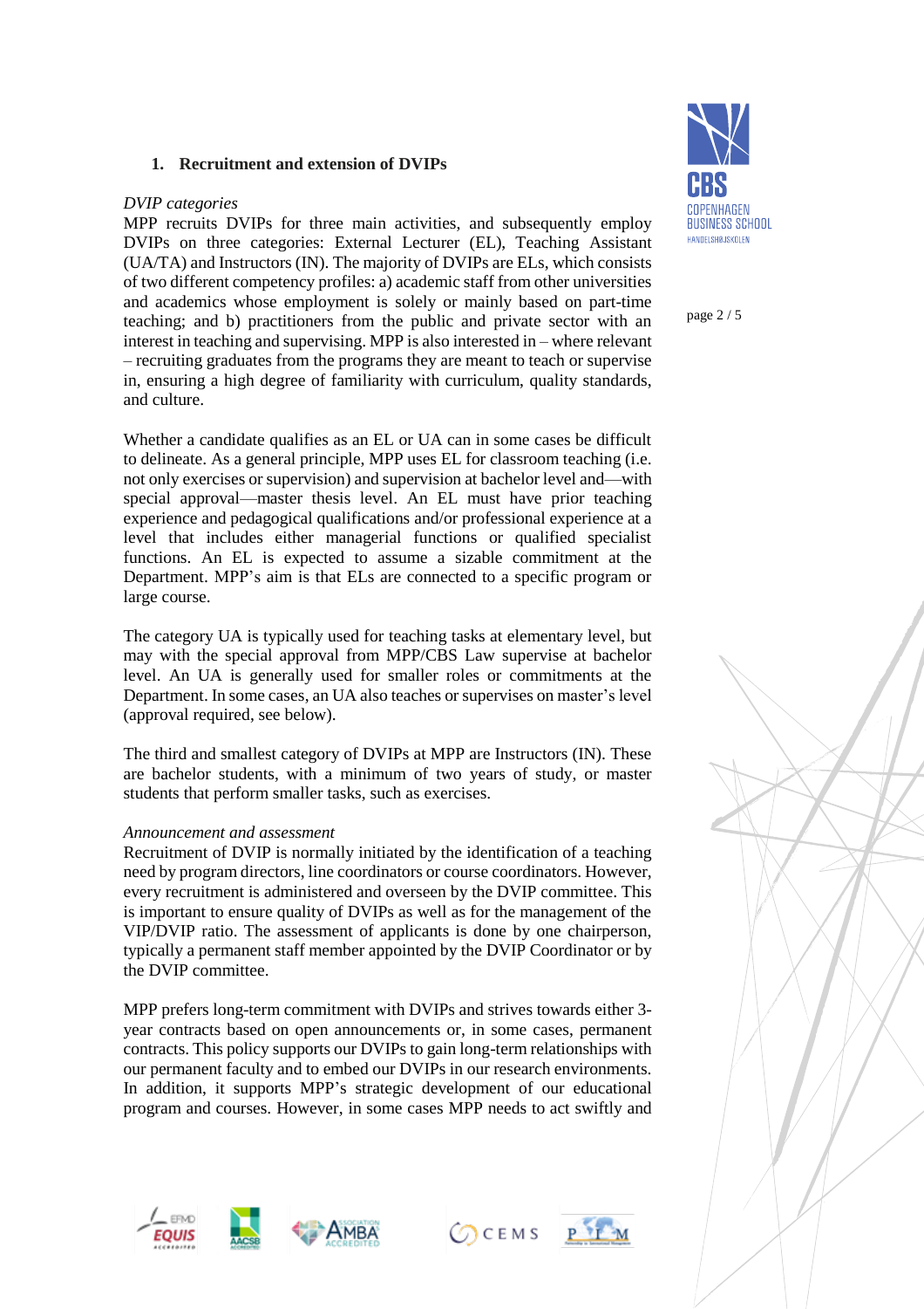## 1. Recruitment and extension of DVIPs

*DVIP categories*

MPP recruits DVIPs for three main activities, and subsequently employ DVIPs on three categories: External Lecturer (EL), Teaching Assistant (UA/TA) and Instructors (IN). The majority of DVIPs are ELs, which consists of two different competency profiles: a) academic staff from other universities and academics whose employment is solely or mainly based on part-time teaching; and b) practitioners from the public and private sector with an interest in teaching and supervising. MPP is also interested in – where relevant – recruiting graduates from the programs they are meant to teach or supervise in, ensuring a high degree of familiarity with curriculum, quality standards, and culture.

Whether a candidate qualifies as an EL or UA can in some cases be difficult to delineate. As a general principle, MPP uses EL for classroom teaching (i.e. not only exercises or supervision) and supervision at bachelor level and—with special approval—master thesis level. An EL must have prior teaching experience and pedagogical qualifications and/or professional experience at a level that includes either managerial functions or qualified specialist functions. An EL is expected to assume a sizable commitment at the Department. MPP's aim is that ELs are connected to a specific program or large course.

The category UA is typically used for teaching tasks at elementary level, but may with the special approval from MPP/CBS Law supervise at bachelor level. An UA is generally used for smaller roles or commitments at the Department. In some cases, an UA also teaches or supervises on master's level (approval required, see below).

The third and smallest category of DVIPs at MPP are Instructors (IN). These are bachelor students, with a minimum of two years of study, or master students that perform smaller tasks, such as exercises.

*Announcement and assessment*

Recruitment of DVIP is normally initiated by the identification of a teaching need by program directors, line coordinators or course coordinators. However, every recruitment is administered and overseen by the DVIP committee. This is important to ensure quality of DVIPs as well as for the management of the VIP/DVIP ratio. The assessment of applicants is done by one chairperson, typically a permanent staff member appointed by the DVIP Coordinator or by the DVIP committee.

MPP prefers long-term commitment with DVIPs and strives towards either 3-year contracts based on open announcements or, in some cases, permanent contracts. This policy supports our DVIPs to gain long-term relationships with our permanent faculty and to embed our DVIPs in our research environments. In addition, it supports MPP's strategic development of our educational program and courses. However, in some cases MPP needs to act swiftly and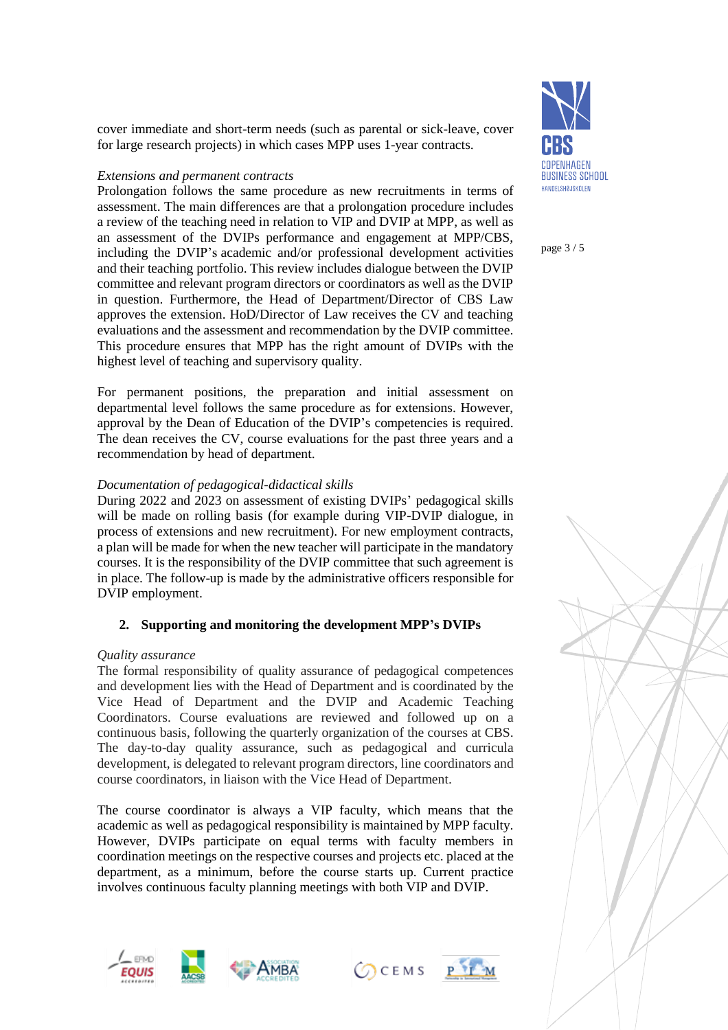cover immediate and short-term needs (such as parental or sick-leave, cover for large research projects) in which cases MPP uses 1-year contracts.

*Extensions and permanent contracts*
Prolongation follows the same procedure as new recruitments in terms of assessment. The main differences are that a prolongation procedure includes a review of the teaching need in relation to VIP and DVIP at MPP, as well as an assessment of the DVIPs performance and engagement at MPP/CBS, including the DVIP's academic and/or professional development activities and their teaching portfolio. This review includes dialogue between the DVIP committee and relevant program directors or coordinators as well as the DVIP in question. Furthermore, the Head of Department/Director of CBS Law approves the extension. HoD/Director of Law receives the CV and teaching evaluations and the assessment and recommendation by the DVIP committee. This procedure ensures that MPP has the right amount of DVIPs with the highest level of teaching and supervisory quality.

For permanent positions, the preparation and initial assessment on departmental level follows the same procedure as for extensions. However, approval by the Dean of Education of the DVIP's competencies is required. The dean receives the CV, course evaluations for the past three years and a recommendation by head of department.

*Documentation of pedagogical-didactical skills*
During 2022 and 2023 on assessment of existing DVIPs' pedagogical skills will be made on rolling basis (for example during VIP-DVIP dialogue, in process of extensions and new recruitment). For new employment contracts, a plan will be made for when the new teacher will participate in the mandatory courses. It is the responsibility of the DVIP committee that such agreement is in place. The follow-up is made by the administrative officers responsible for DVIP employment.

## 2. Supporting and monitoring the development MPP's DVIPs

*Quality assurance*
The formal responsibility of quality assurance of pedagogical competences and development lies with the Head of Department and is coordinated by the Vice Head of Department and the DVIP and Academic Teaching Coordinators. Course evaluations are reviewed and followed up on a continuous basis, following the quarterly organization of the courses at CBS. The day-to-day quality assurance, such as pedagogical and curricula development, is delegated to relevant program directors, line coordinators and course coordinators, in liaison with the Vice Head of Department.

The course coordinator is always a VIP faculty, which means that the academic as well as pedagogical responsibility is maintained by MPP faculty. However, DVIPs participate on equal terms with faculty members in coordination meetings on the respective courses and projects etc. placed at the department, as a minimum, before the course starts up. Current practice involves continuous faculty planning meetings with both VIP and DVIP.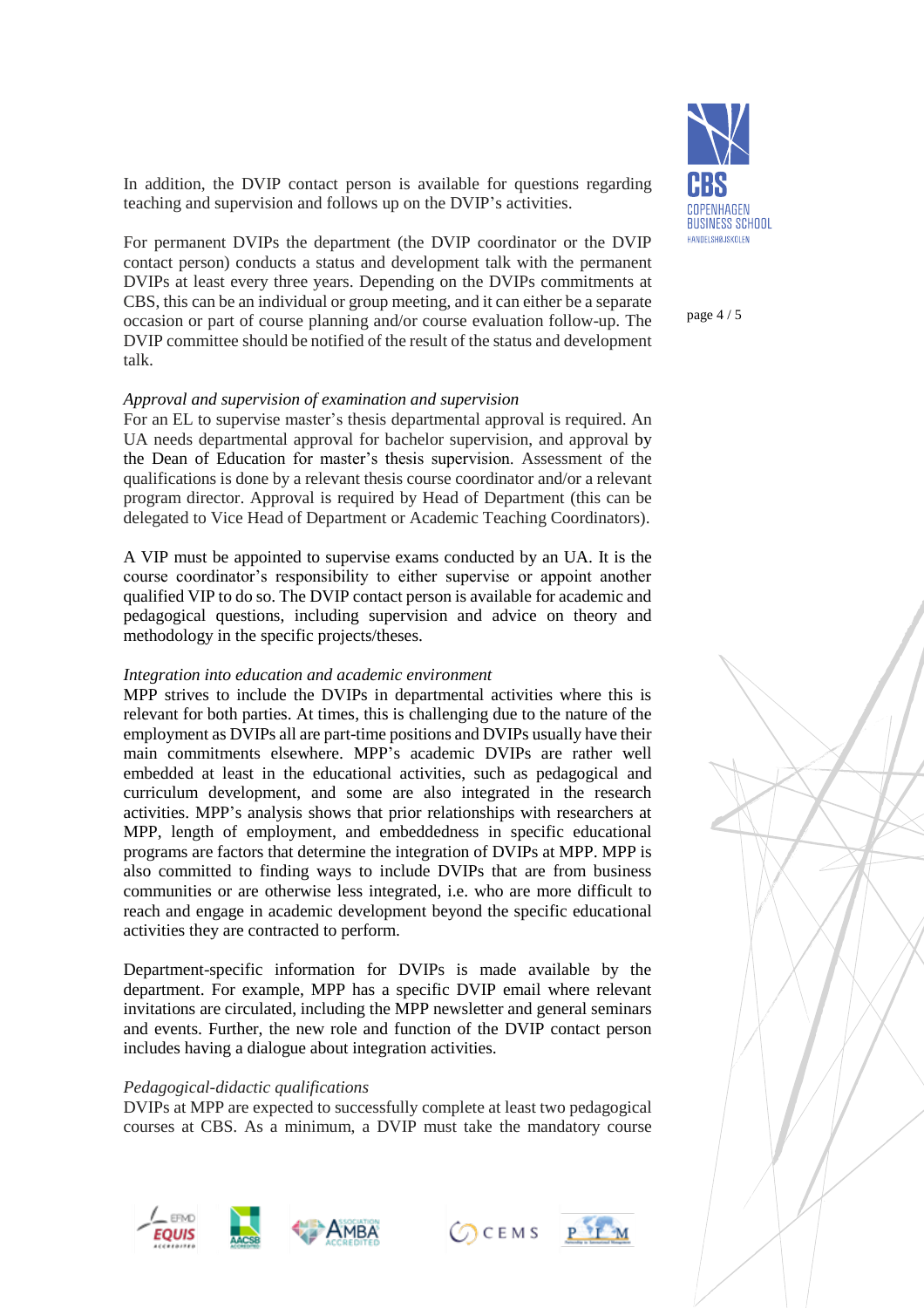In addition, the DVIP contact person is available for questions regarding teaching and supervision and follows up on the DVIP's activities.

For permanent DVIPs the department (the DVIP coordinator or the DVIP contact person) conducts a status and development talk with the permanent DVIPs at least every three years. Depending on the DVIPs commitments at CBS, this can be an individual or group meeting, and it can either be a separate occasion or part of course planning and/or course evaluation follow-up. The DVIP committee should be notified of the result of the status and development talk.

*Approval and supervision of examination and supervision*

For an EL to supervise master's thesis departmental approval is required. An UA needs departmental approval for bachelor supervision, and approval by the Dean of Education for master's thesis supervision. Assessment of the qualifications is done by a relevant thesis course coordinator and/or a relevant program director. Approval is required by Head of Department (this can be delegated to Vice Head of Department or Academic Teaching Coordinators).

A VIP must be appointed to supervise exams conducted by an UA. It is the course coordinator's responsibility to either supervise or appoint another qualified VIP to do so. The DVIP contact person is available for academic and pedagogical questions, including supervision and advice on theory and methodology in the specific projects/theses.

*Integration into education and academic environment*

MPP strives to include the DVIPs in departmental activities where this is relevant for both parties. At times, this is challenging due to the nature of the employment as DVIPs all are part-time positions and DVIPs usually have their main commitments elsewhere. MPP's academic DVIPs are rather well embedded at least in the educational activities, such as pedagogical and curriculum development, and some are also integrated in the research activities. MPP's analysis shows that prior relationships with researchers at MPP, length of employment, and embeddedness in specific educational programs are factors that determine the integration of DVIPs at MPP. MPP is also committed to finding ways to include DVIPs that are from business communities or are otherwise less integrated, i.e. who are more difficult to reach and engage in academic development beyond the specific educational activities they are contracted to perform.

Department-specific information for DVIPs is made available by the department. For example, MPP has a specific DVIP email where relevant invitations are circulated, including the MPP newsletter and general seminars and events. Further, the new role and function of the DVIP contact person includes having a dialogue about integration activities.

*Pedagogical-didactic qualifications*

DVIPs at MPP are expected to successfully complete at least two pedagogical courses at CBS. As a minimum, a DVIP must take the mandatory course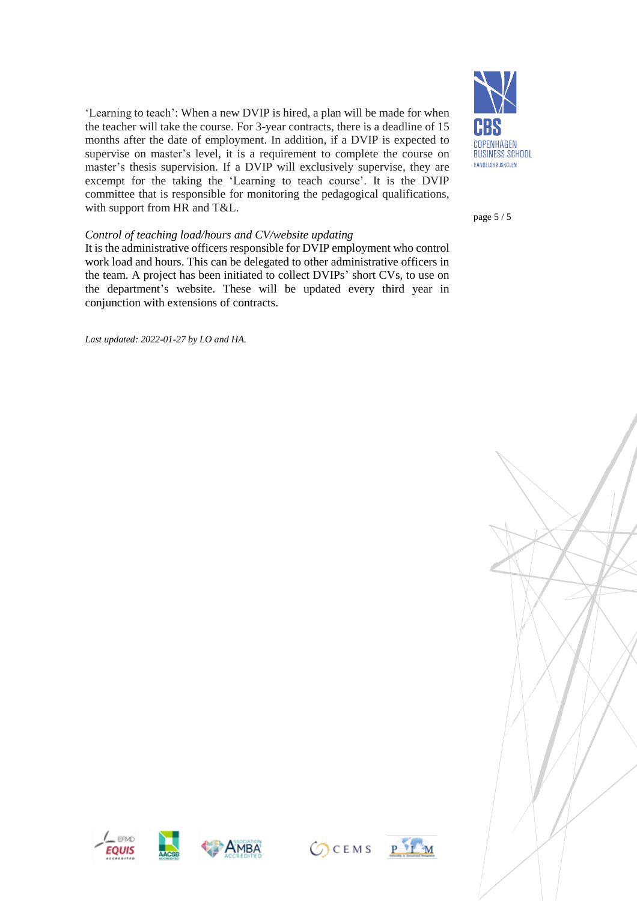'Learning to teach': When a new DVIP is hired, a plan will be made for when the teacher will take the course. For 3-year contracts, there is a deadline of 15 months after the date of employment. In addition, if a DVIP is expected to supervise on master's level, it is a requirement to complete the course on master's thesis supervision. If a DVIP will exclusively supervise, they are excempt for the taking the 'Learning to teach course'. It is the DVIP committee that is responsible for monitoring the pedagogical qualifications, with support from HR and T&L.

*Control of teaching load/hours and CV/website updating*

It is the administrative officers responsible for DVIP employment who control work load and hours. This can be delegated to other administrative officers in the team. A project has been initiated to collect DVIPs' short CVs, to use on the department's website. These will be updated every third year in conjunction with extensions of contracts.

*Last updated: 2022-01-27 by LO and HA.*